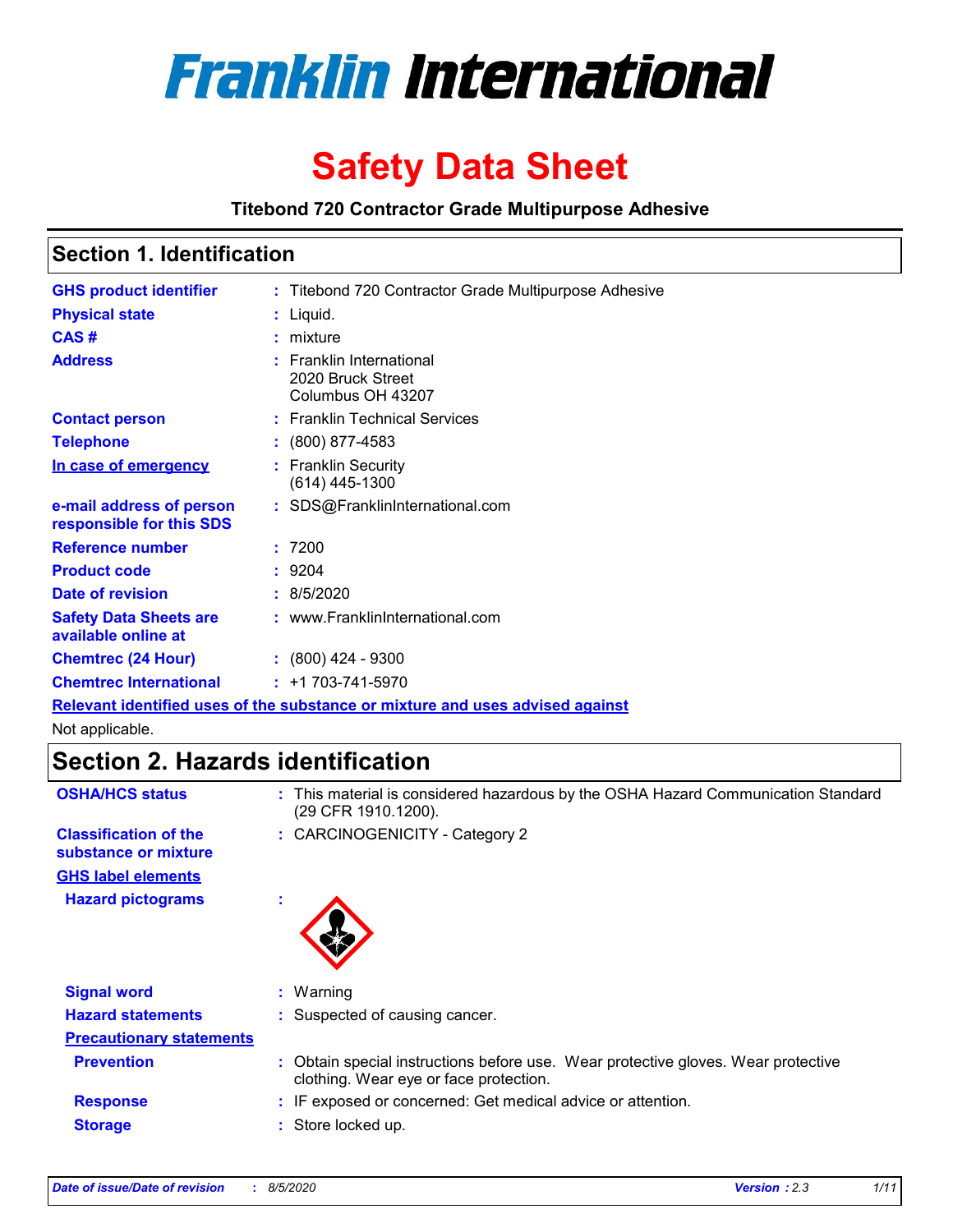# Franklin International

# Safety Data Sheet

**Titebond 720 Contractor Grade Multipurpose Adhesive**

## Section 1. Identification

| | |
|---|---|
| **GHS product identifier** | : Titebond 720 Contractor Grade Multipurpose Adhesive |
| **Physical state** | : Liquid. |
| **CAS #** | : mixture |
| **Address** | : Franklin International<br>2020 Bruck Street<br>Columbus OH 43207 |
| **Contact person** | : Franklin Technical Services |
| **Telephone** | : (800) 877-4583 |
| **In case of emergency** | : Franklin Security<br>(614) 445-1300 |
| **e-mail address of person responsible for this SDS** | : SDS@FranklinInternational.com |
| **Reference number** | : 7200 |
| **Product code** | : 9204 |
| **Date of revision** | : 8/5/2020 |
| **Safety Data Sheets are available online at** | : www.FranklinInternational.com |
| **Chemtrec (24 Hour)** | : (800) 424 - 9300 |
| **Chemtrec International** | : +1 703-741-5970 |

**Relevant identified uses of the substance or mixture and uses advised against**

Not applicable.

## Section 2. Hazards identification

| | |
|---|---|
| **OSHA/HCS status** | : This material is considered hazardous by the OSHA Hazard Communication Standard (29 CFR 1910.1200). |
| **Classification of the substance or mixture** | : CARCINOGENICITY - Category 2 |

**GHS label elements**

| | |
|---|---|
| **Hazard pictograms** | : |
| **Signal word** | : Warning |
| **Hazard statements** | : Suspected of causing cancer. |

**Precautionary statements**

| | |
|---|---|
| **Prevention** | : Obtain special instructions before use. Wear protective gloves. Wear protective clothing. Wear eye or face protection. |
| **Response** | : IF exposed or concerned: Get medical advice or attention. |
| **Storage** | : Store locked up. |

*Date of issue/Date of revision* : *8/5/2020* *Version : 2.3*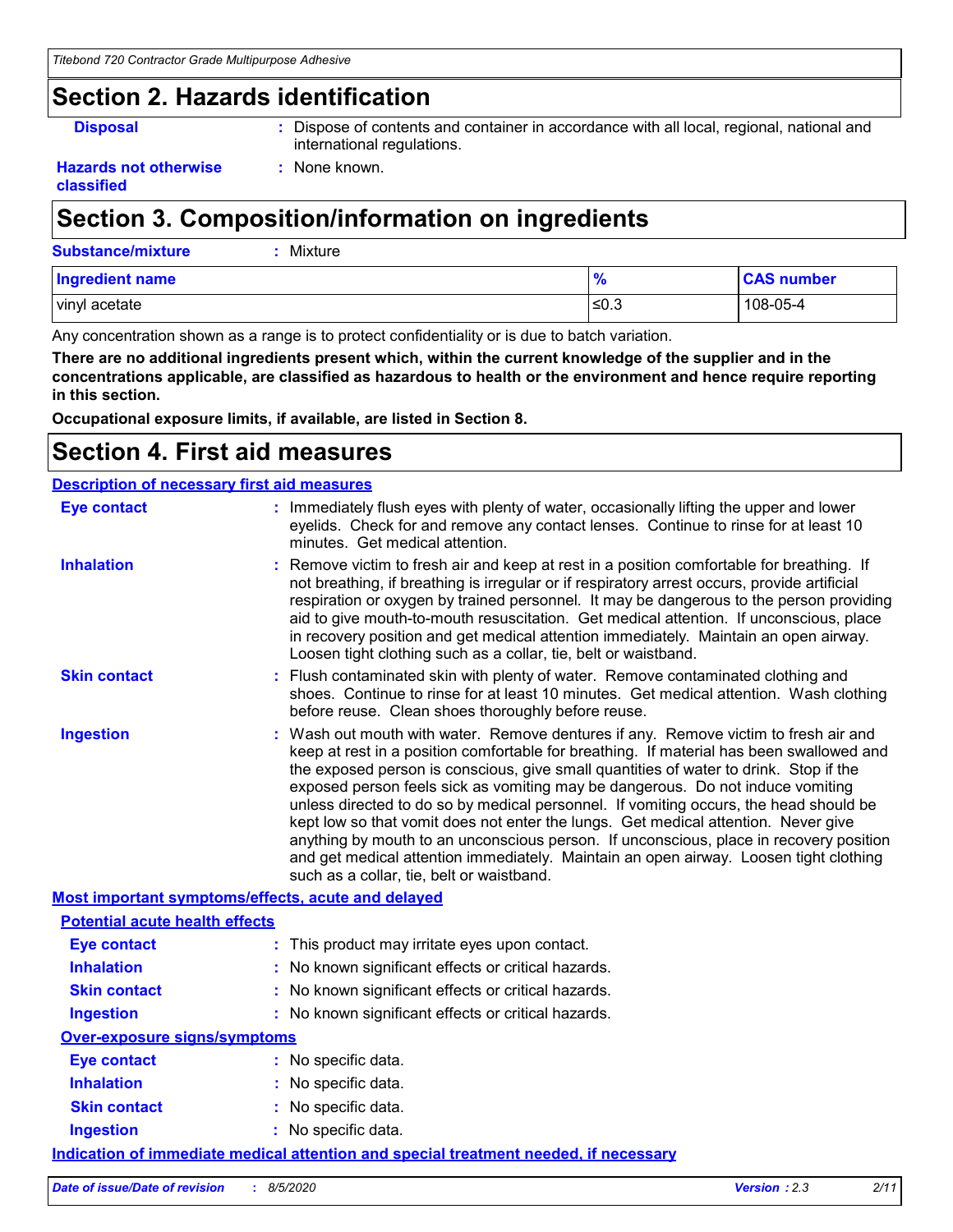## Section 2. Hazards identification

**Disposal** : Dispose of contents and container in accordance with all local, regional, national and international regulations.

**Hazards not otherwise classified** : None known.

## Section 3. Composition/information on ingredients

**Substance/mixture** : Mixture

| Ingredient name | % | CAS number |
|---|---|---|
| vinyl acetate | ≤0.3 | 108-05-4 |

Any concentration shown as a range is to protect confidentiality or is due to batch variation.

**There are no additional ingredients present which, within the current knowledge of the supplier and in the concentrations applicable, are classified as hazardous to health or the environment and hence require reporting in this section.**

**Occupational exposure limits, if available, are listed in Section 8.**

## Section 4. First aid measures

### Description of necessary first aid measures

**Eye contact** : Immediately flush eyes with plenty of water, occasionally lifting the upper and lower eyelids. Check for and remove any contact lenses. Continue to rinse for at least 10 minutes. Get medical attention.

**Inhalation** : Remove victim to fresh air and keep at rest in a position comfortable for breathing. If not breathing, if breathing is irregular or if respiratory arrest occurs, provide artificial respiration or oxygen by trained personnel. It may be dangerous to the person providing aid to give mouth-to-mouth resuscitation. Get medical attention. If unconscious, place in recovery position and get medical attention immediately. Maintain an open airway. Loosen tight clothing such as a collar, tie, belt or waistband.

**Skin contact** : Flush contaminated skin with plenty of water. Remove contaminated clothing and shoes. Continue to rinse for at least 10 minutes. Get medical attention. Wash clothing before reuse. Clean shoes thoroughly before reuse.

**Ingestion** : Wash out mouth with water. Remove dentures if any. Remove victim to fresh air and keep at rest in a position comfortable for breathing. If material has been swallowed and the exposed person is conscious, give small quantities of water to drink. Stop if the exposed person feels sick as vomiting may be dangerous. Do not induce vomiting unless directed to do so by medical personnel. If vomiting occurs, the head should be kept low so that vomit does not enter the lungs. Get medical attention. Never give anything by mouth to an unconscious person. If unconscious, place in recovery position and get medical attention immediately. Maintain an open airway. Loosen tight clothing such as a collar, tie, belt or waistband.

### Most important symptoms/effects, acute and delayed

#### Potential acute health effects

**Eye contact** : This product may irritate eyes upon contact.

**Inhalation** : No known significant effects or critical hazards.

**Skin contact** : No known significant effects or critical hazards.

**Ingestion** : No known significant effects or critical hazards.

#### Over-exposure signs/symptoms

**Eye contact** : No specific data.

**Inhalation** : No specific data.

**Skin contact** : No specific data.

**Ingestion** : No specific data.

### Indication of immediate medical attention and special treatment needed, if necessary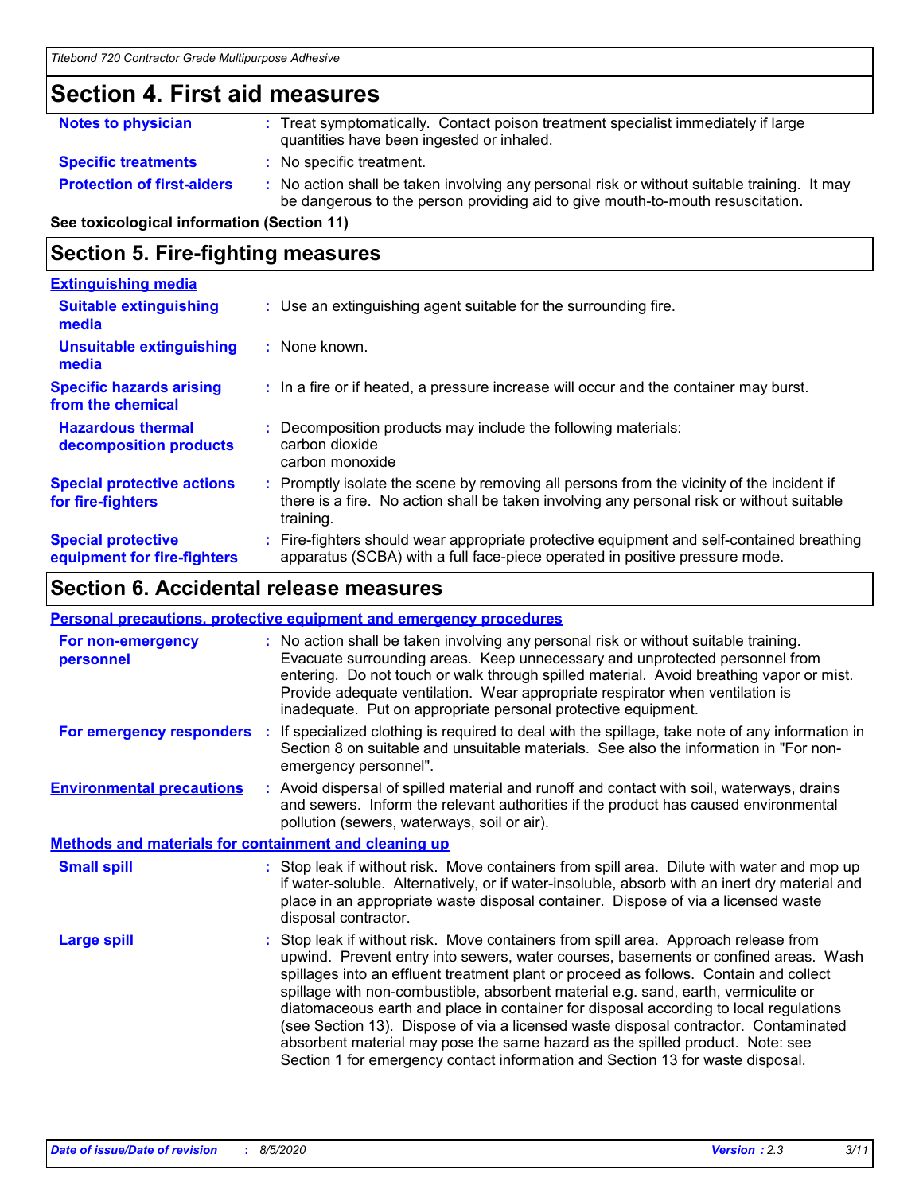## Section 4. First aid measures

**Notes to physician** : Treat symptomatically. Contact poison treatment specialist immediately if large quantities have been ingested or inhaled.

**Specific treatments** : No specific treatment.

**Protection of first-aiders** : No action shall be taken involving any personal risk or without suitable training. It may be dangerous to the person providing aid to give mouth-to-mouth resuscitation.

**See toxicological information (Section 11)**

## Section 5. Fire-fighting measures

**Extinguishing media**

**Suitable extinguishing media** : Use an extinguishing agent suitable for the surrounding fire.

**Unsuitable extinguishing media** : None known.

**Specific hazards arising from the chemical** : In a fire or if heated, a pressure increase will occur and the container may burst.

**Hazardous thermal decomposition products** : Decomposition products may include the following materials:
carbon dioxide
carbon monoxide

**Special protective actions for fire-fighters** : Promptly isolate the scene by removing all persons from the vicinity of the incident if there is a fire. No action shall be taken involving any personal risk or without suitable training.

**Special protective equipment for fire-fighters** : Fire-fighters should wear appropriate protective equipment and self-contained breathing apparatus (SCBA) with a full face-piece operated in positive pressure mode.

## Section 6. Accidental release measures

**Personal precautions, protective equipment and emergency procedures**

**For non-emergency personnel** : No action shall be taken involving any personal risk or without suitable training. Evacuate surrounding areas. Keep unnecessary and unprotected personnel from entering. Do not touch or walk through spilled material. Avoid breathing vapor or mist. Provide adequate ventilation. Wear appropriate respirator when ventilation is inadequate. Put on appropriate personal protective equipment.

**For emergency responders** : If specialized clothing is required to deal with the spillage, take note of any information in Section 8 on suitable and unsuitable materials. See also the information in "For non-emergency personnel".

**Environmental precautions** : Avoid dispersal of spilled material and runoff and contact with soil, waterways, drains and sewers. Inform the relevant authorities if the product has caused environmental pollution (sewers, waterways, soil or air).

**Methods and materials for containment and cleaning up**

**Small spill** : Stop leak if without risk. Move containers from spill area. Dilute with water and mop up if water-soluble. Alternatively, or if water-insoluble, absorb with an inert dry material and place in an appropriate waste disposal container. Dispose of via a licensed waste disposal contractor.

**Large spill** : Stop leak if without risk. Move containers from spill area. Approach release from upwind. Prevent entry into sewers, water courses, basements or confined areas. Wash spillages into an effluent treatment plant or proceed as follows. Contain and collect spillage with non-combustible, absorbent material e.g. sand, earth, vermiculite or diatomaceous earth and place in container for disposal according to local regulations (see Section 13). Dispose of via a licensed waste disposal contractor. Contaminated absorbent material may pose the same hazard as the spilled product. Note: see Section 1 for emergency contact information and Section 13 for waste disposal.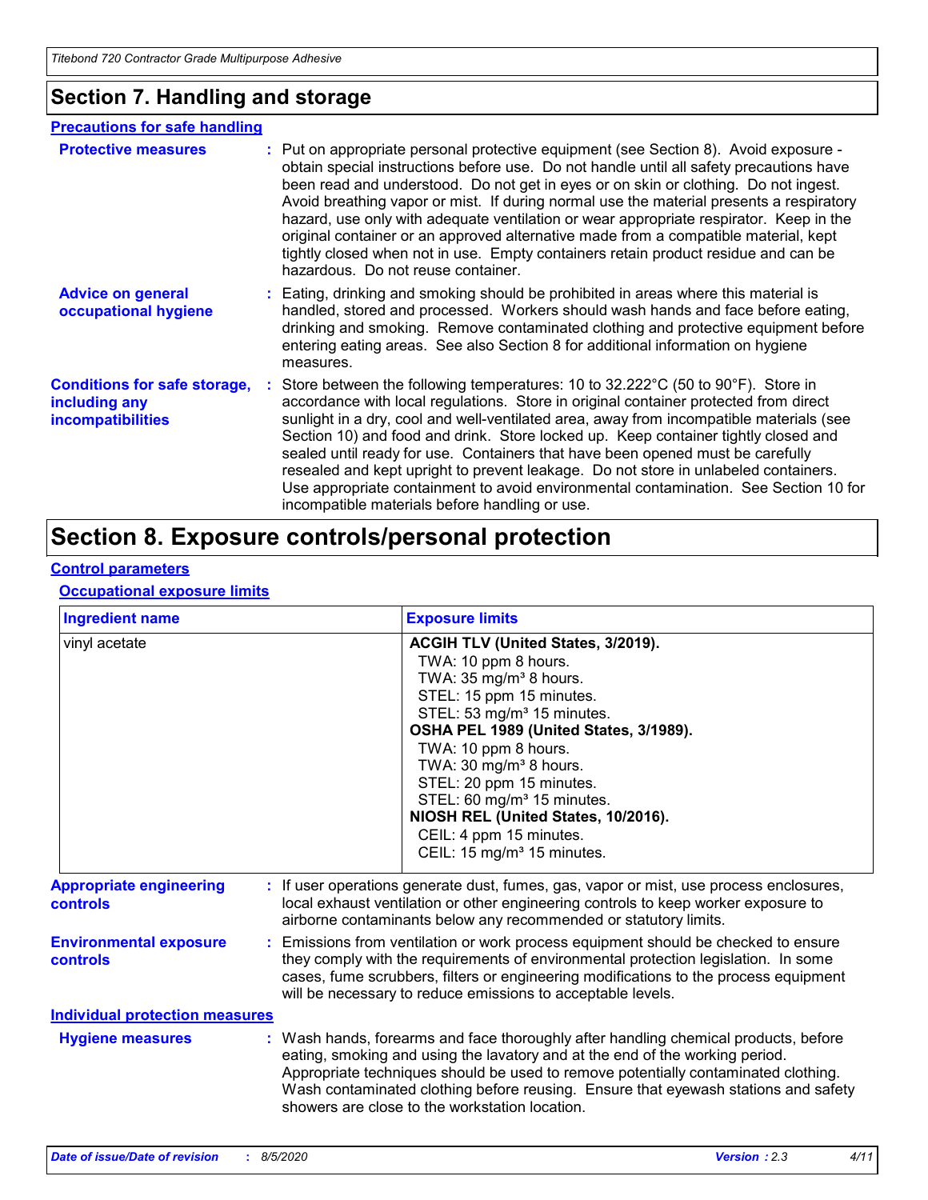## Section 7. Handling and storage

### Precautions for safe handling

**Protective measures** : Put on appropriate personal protective equipment (see Section 8). Avoid exposure - obtain special instructions before use. Do not handle until all safety precautions have been read and understood. Do not get in eyes or on skin or clothing. Do not ingest. Avoid breathing vapor or mist. If during normal use the material presents a respiratory hazard, use only with adequate ventilation or wear appropriate respirator. Keep in the original container or an approved alternative made from a compatible material, kept tightly closed when not in use. Empty containers retain product residue and can be hazardous. Do not reuse container.

**Advice on general occupational hygiene** : Eating, drinking and smoking should be prohibited in areas where this material is handled, stored and processed. Workers should wash hands and face before eating, drinking and smoking. Remove contaminated clothing and protective equipment before entering eating areas. See also Section 8 for additional information on hygiene measures.

**Conditions for safe storage, including any incompatibilities** : Store between the following temperatures: 10 to 32.222°C (50 to 90°F). Store in accordance with local regulations. Store in original container protected from direct sunlight in a dry, cool and well-ventilated area, away from incompatible materials (see Section 10) and food and drink. Store locked up. Keep container tightly closed and sealed until ready for use. Containers that have been opened must be carefully resealed and kept upright to prevent leakage. Do not store in unlabeled containers. Use appropriate containment to avoid environmental contamination. See Section 10 for incompatible materials before handling or use.

## Section 8. Exposure controls/personal protection

### Control parameters

#### Occupational exposure limits

| Ingredient name | Exposure limits |
|---|---|
| vinyl acetate | **ACGIH TLV (United States, 3/2019).**<br>TWA: 10 ppm 8 hours.<br>TWA: 35 mg/m³ 8 hours.<br>STEL: 15 ppm 15 minutes.<br>STEL: 53 mg/m³ 15 minutes.<br>**OSHA PEL 1989 (United States, 3/1989).**<br>TWA: 10 ppm 8 hours.<br>TWA: 30 mg/m³ 8 hours.<br>STEL: 20 ppm 15 minutes.<br>STEL: 60 mg/m³ 15 minutes.<br>**NIOSH REL (United States, 10/2016).**<br>CEIL: 4 ppm 15 minutes.<br>CEIL: 15 mg/m³ 15 minutes. |

**Appropriate engineering controls** : If user operations generate dust, fumes, gas, vapor or mist, use process enclosures, local exhaust ventilation or other engineering controls to keep worker exposure to airborne contaminants below any recommended or statutory limits.

**Environmental exposure controls** : Emissions from ventilation or work process equipment should be checked to ensure they comply with the requirements of environmental protection legislation. In some cases, fume scrubbers, filters or engineering modifications to the process equipment will be necessary to reduce emissions to acceptable levels.

### Individual protection measures

**Hygiene measures** : Wash hands, forearms and face thoroughly after handling chemical products, before eating, smoking and using the lavatory and at the end of the working period. Appropriate techniques should be used to remove potentially contaminated clothing. Wash contaminated clothing before reusing. Ensure that eyewash stations and safety showers are close to the workstation location.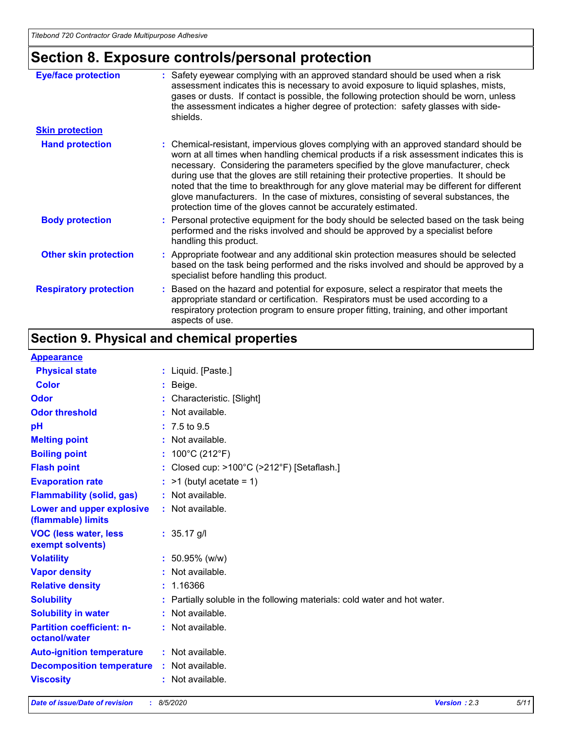## Section 8. Exposure controls/personal protection

**Eye/face protection** : Safety eyewear complying with an approved standard should be used when a risk assessment indicates this is necessary to avoid exposure to liquid splashes, mists, gases or dusts. If contact is possible, the following protection should be worn, unless the assessment indicates a higher degree of protection: safety glasses with side-shields.

**Skin protection**

**Hand protection** : Chemical-resistant, impervious gloves complying with an approved standard should be worn at all times when handling chemical products if a risk assessment indicates this is necessary. Considering the parameters specified by the glove manufacturer, check during use that the gloves are still retaining their protective properties. It should be noted that the time to breakthrough for any glove material may be different for different glove manufacturers. In the case of mixtures, consisting of several substances, the protection time of the gloves cannot be accurately estimated.

**Body protection** : Personal protective equipment for the body should be selected based on the task being performed and the risks involved and should be approved by a specialist before handling this product.

**Other skin protection** : Appropriate footwear and any additional skin protection measures should be selected based on the task being performed and the risks involved and should be approved by a specialist before handling this product.

**Respiratory protection** : Based on the hazard and potential for exposure, select a respirator that meets the appropriate standard or certification. Respirators must be used according to a respiratory protection program to ensure proper fitting, training, and other important aspects of use.

## Section 9. Physical and chemical properties

**Appearance**

**Physical state** : Liquid. [Paste.]

**Color** : Beige.

**Odor** : Characteristic. [Slight]

**Odor threshold** : Not available.

**pH** : 7.5 to 9.5

**Melting point** : Not available.

**Boiling point** : 100°C (212°F)

**Flash point** : Closed cup: >100°C (>212°F) [Setaflash.]

**Evaporation rate** : >1 (butyl acetate = 1)

**Flammability (solid, gas)** : Not available.

**Lower and upper explosive (flammable) limits** : Not available.

**VOC (less water, less exempt solvents)** : 35.17 g/l

**Volatility** : 50.95% (w/w)

**Vapor density** : Not available.

**Relative density** : 1.16366

**Solubility** : Partially soluble in the following materials: cold water and hot water.

**Solubility in water** : Not available.

**Partition coefficient: n-octanol/water** : Not available.

**Auto-ignition temperature** : Not available.

**Decomposition temperature** : Not available.

**Viscosity** : Not available.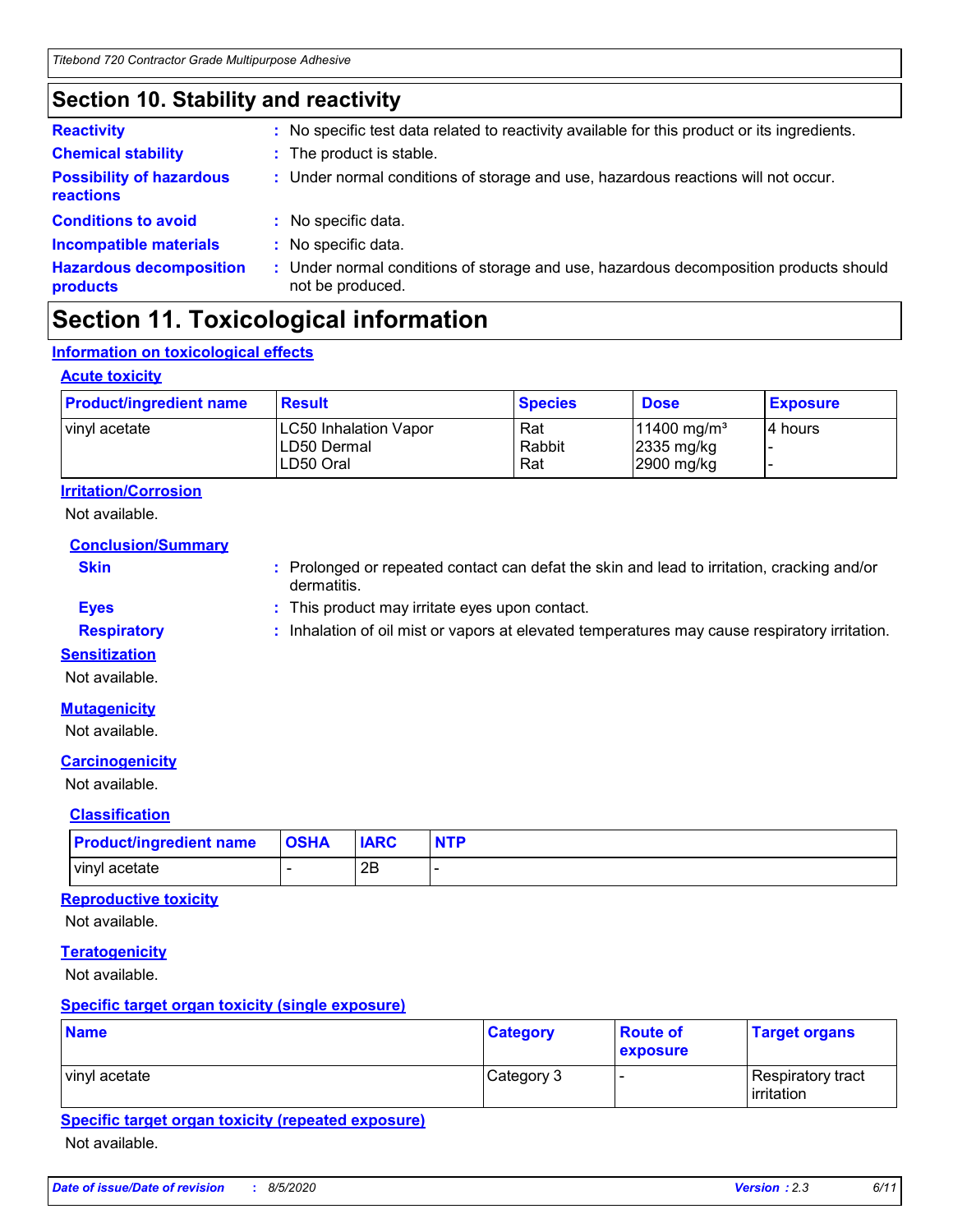## Section 10. Stability and reactivity

**Reactivity** : No specific test data related to reactivity available for this product or its ingredients.

**Chemical stability** : The product is stable.

**Possibility of hazardous reactions** : Under normal conditions of storage and use, hazardous reactions will not occur.

**Conditions to avoid** : No specific data.

**Incompatible materials** : No specific data.

**Hazardous decomposition products** : Under normal conditions of storage and use, hazardous decomposition products should not be produced.

## Section 11. Toxicological information

### Information on toxicological effects

#### Acute toxicity

| Product/ingredient name | Result | Species | Dose | Exposure |
|---|---|---|---|---|
| vinyl acetate | LC50 Inhalation Vapor<br>LD50 Dermal<br>LD50 Oral | Rat<br>Rabbit<br>Rat | 11400 mg/m³<br>2335 mg/kg<br>2900 mg/kg | 4 hours<br>-<br>- |

#### Irritation/Corrosion

Not available.

#### Conclusion/Summary

**Skin** : Prolonged or repeated contact can defat the skin and lead to irritation, cracking and/or dermatitis.

**Eyes** : This product may irritate eyes upon contact.

**Respiratory** : Inhalation of oil mist or vapors at elevated temperatures may cause respiratory irritation.

#### Sensitization

Not available.

#### Mutagenicity

Not available.

#### Carcinogenicity

Not available.

#### Classification

| Product/ingredient name | OSHA | IARC | NTP |
|---|---|---|---|
| vinyl acetate | - | 2B | - |

#### Reproductive toxicity

Not available.

#### Teratogenicity

Not available.

#### Specific target organ toxicity (single exposure)

| Name | Category | Route of exposure | Target organs |
|---|---|---|---|
| vinyl acetate | Category 3 | - | Respiratory tract irritation |

#### Specific target organ toxicity (repeated exposure)

Not available.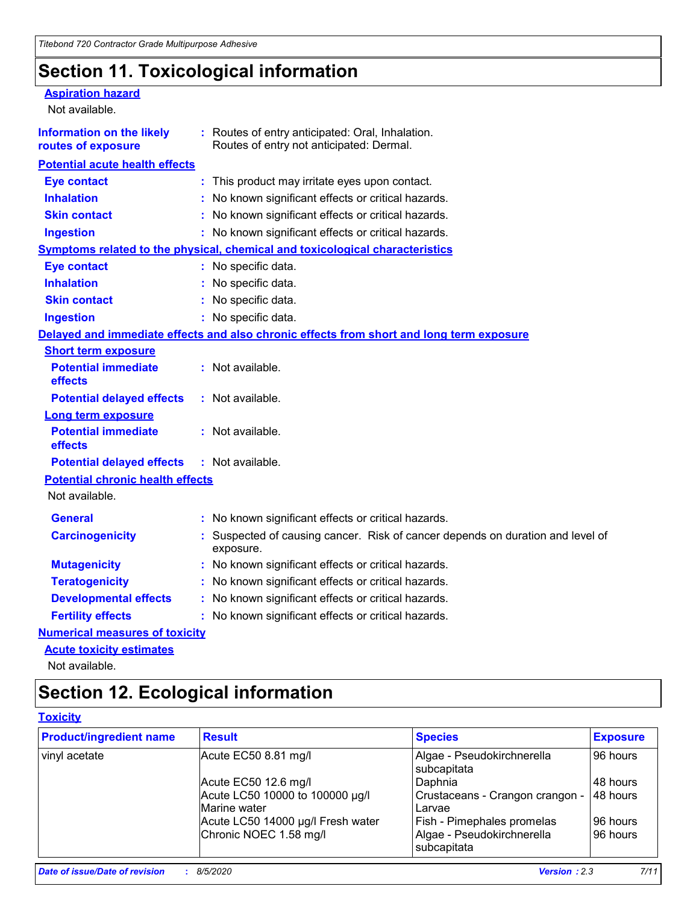# Section 11. Toxicological information

**Aspiration hazard**

Not available.

**Information on the likely routes of exposure** : Routes of entry anticipated: Oral, Inhalation. Routes of entry not anticipated: Dermal.

**Potential acute health effects**

**Eye contact** : This product may irritate eyes upon contact.

**Inhalation** : No known significant effects or critical hazards.

**Skin contact** : No known significant effects or critical hazards.

**Ingestion** : No known significant effects or critical hazards.

**Symptoms related to the physical, chemical and toxicological characteristics**

**Eye contact** : No specific data.

**Inhalation** : No specific data.

**Skin contact** : No specific data.

**Ingestion** : No specific data.

**Delayed and immediate effects and also chronic effects from short and long term exposure**

**Short term exposure**

**Potential immediate effects** : Not available.

**Potential delayed effects** : Not available.

**Long term exposure**

**Potential immediate effects** : Not available.

**Potential delayed effects** : Not available.

**Potential chronic health effects**

Not available.

**General** : No known significant effects or critical hazards.

**Carcinogenicity** : Suspected of causing cancer. Risk of cancer depends on duration and level of exposure.

**Mutagenicity** : No known significant effects or critical hazards.

**Teratogenicity** : No known significant effects or critical hazards.

**Developmental effects** : No known significant effects or critical hazards.

**Fertility effects** : No known significant effects or critical hazards.

**Numerical measures of toxicity**

**Acute toxicity estimates**

Not available.

# Section 12. Ecological information

**Toxicity**

| Product/ingredient name | Result | Species | Exposure |
|---|---|---|---|
| vinyl acetate | Acute EC50 8.81 mg/l | Algae - Pseudokirchnerella subcapitata | 96 hours |
| | Acute EC50 12.6 mg/l | Daphnia | 48 hours |
| | Acute LC50 10000 to 100000 µg/l Marine water | Crustaceans - Crangon crangon - Larvae | 48 hours |
| | Acute LC50 14000 µg/l Fresh water | Fish - Pimephales promelas | 96 hours |
| | Chronic NOEC 1.58 mg/l | Algae - Pseudokirchnerella subcapitata | 96 hours |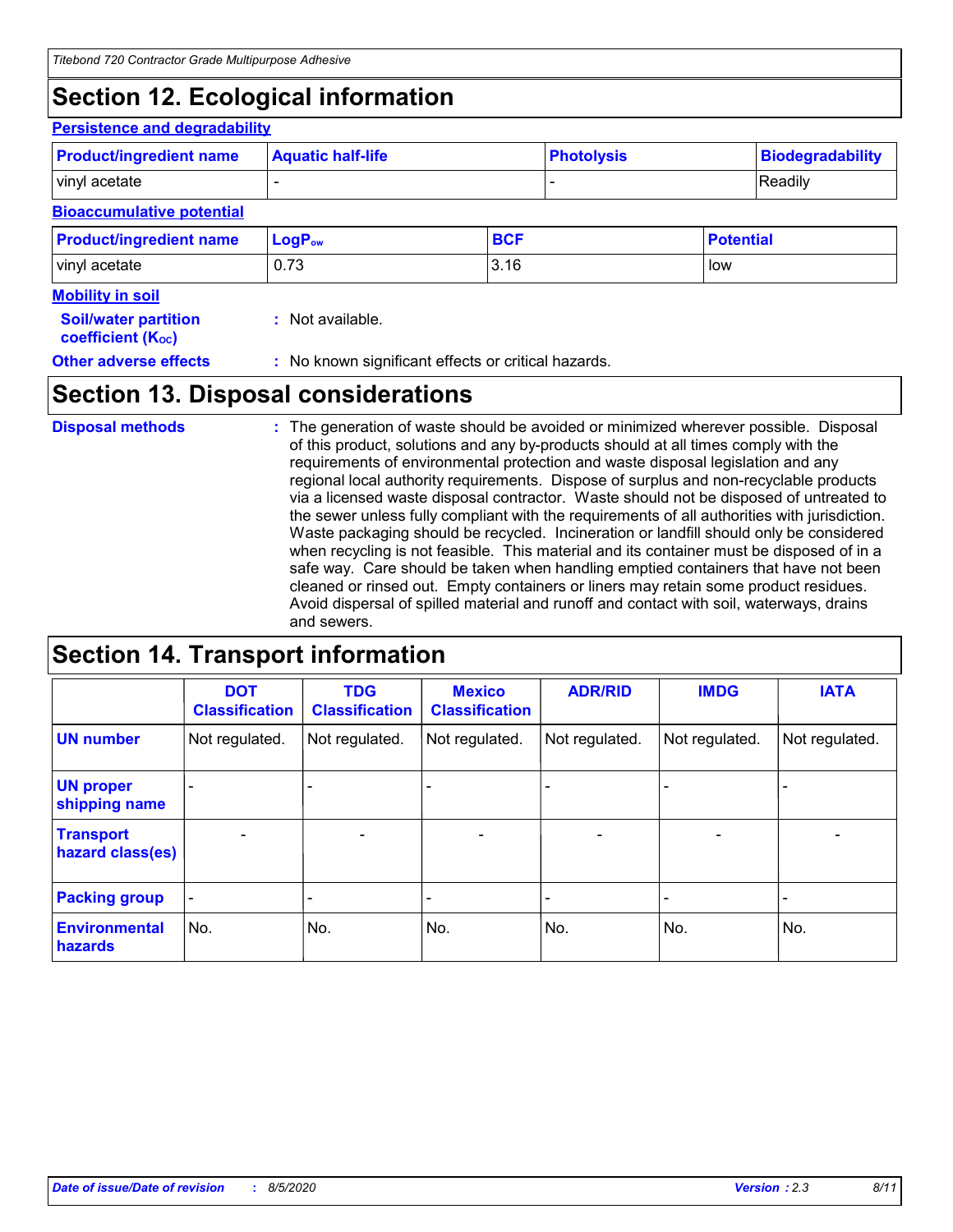## Section 12. Ecological information

### Persistence and degradability

| Product/ingredient name | Aquatic half-life | Photolysis | Biodegradability |
|---|---|---|---|
| vinyl acetate | - | - | Readily |

### Bioaccumulative potential

| Product/ingredient name | $LogP_{ow}$ | BCF | Potential |
|---|---|---|---|
| vinyl acetate | 0.73 | 3.16 | low |

### Mobility in soil

**Soil/water partition coefficient ($K_{OC}$)** : Not available.

**Other adverse effects** : No known significant effects or critical hazards.

## Section 13. Disposal considerations

**Disposal methods** : The generation of waste should be avoided or minimized wherever possible. Disposal of this product, solutions and any by-products should at all times comply with the requirements of environmental protection and waste disposal legislation and any regional local authority requirements. Dispose of surplus and non-recyclable products via a licensed waste disposal contractor. Waste should not be disposed of untreated to the sewer unless fully compliant with the requirements of all authorities with jurisdiction. Waste packaging should be recycled. Incineration or landfill should only be considered when recycling is not feasible. This material and its container must be disposed of in a safe way. Care should be taken when handling emptied containers that have not been cleaned or rinsed out. Empty containers or liners may retain some product residues. Avoid dispersal of spilled material and runoff and contact with soil, waterways, drains and sewers.

## Section 14. Transport information

| | DOT Classification | TDG Classification | Mexico Classification | ADR/RID | IMDG | IATA |
|---|---|---|---|---|---|---|
| UN number | Not regulated. | Not regulated. | Not regulated. | Not regulated. | Not regulated. | Not regulated. |
| UN proper shipping name | - | - | - | - | - | - |
| Transport hazard class(es) | - | - | - | - | - | - |
| Packing group | - | - | - | - | - | - |
| Environmental hazards | No. | No. | No. | No. | No. | No. |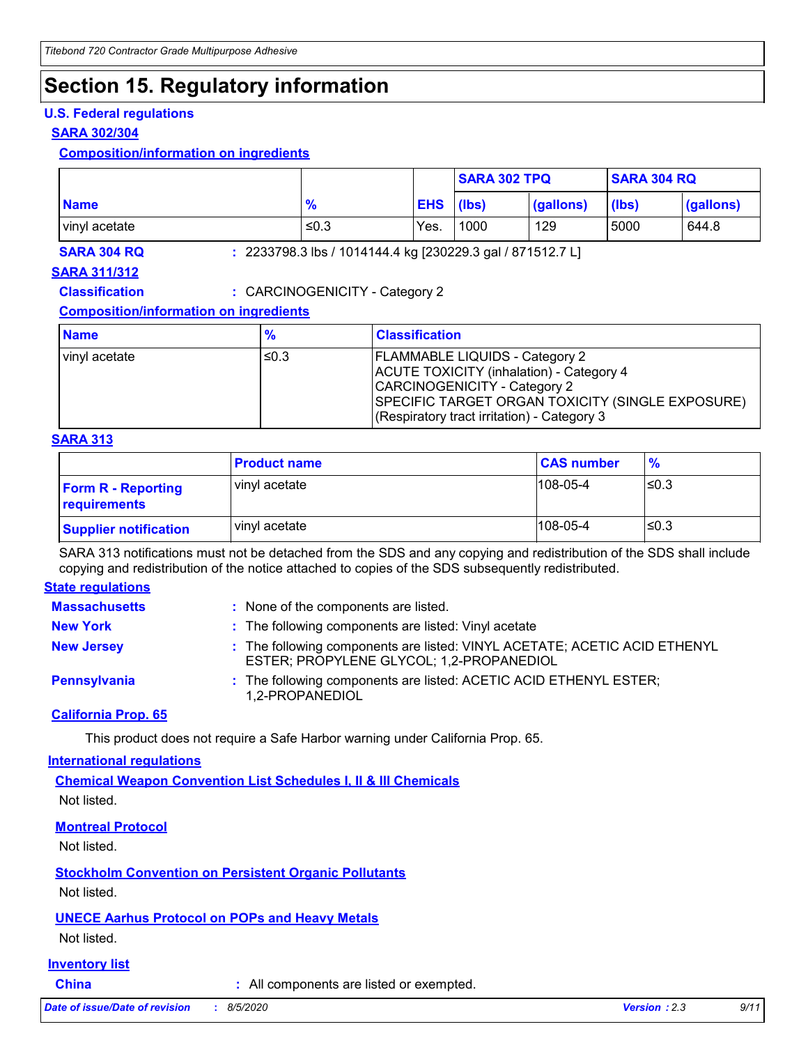# Section 15. Regulatory information

**U.S. Federal regulations**

**SARA 302/304**

**Composition/information on ingredients**

| Name | % | EHS | SARA 302 TPQ | | SARA 304 RQ | |
|---|---|---|---|---|---|---|
| | | | (lbs) | (gallons) | (lbs) | (gallons) |
| vinyl acetate | ≤0.3 | Yes. | 1000 | 129 | 5000 | 644.8 |

**SARA 304 RQ** : 2233798.3 lbs / 1014144.4 kg [230229.3 gal / 871512.7 L]

**SARA 311/312**

**Classification** : CARCINOGENICITY - Category 2

**Composition/information on ingredients**

| Name | % | Classification |
|---|---|---|
| vinyl acetate | ≤0.3 | FLAMMABLE LIQUIDS - Category 2<br>ACUTE TOXICITY (inhalation) - Category 4<br>CARCINOGENICITY - Category 2<br>SPECIFIC TARGET ORGAN TOXICITY (SINGLE EXPOSURE) (Respiratory tract irritation) - Category 3 |

**SARA 313**

| | Product name | CAS number | % |
|---|---|---|---|
| **Form R - Reporting requirements** | vinyl acetate | 108-05-4 | ≤0.3 |
| **Supplier notification** | vinyl acetate | 108-05-4 | ≤0.3 |

SARA 313 notifications must not be detached from the SDS and any copying and redistribution of the SDS shall include copying and redistribution of the notice attached to copies of the SDS subsequently redistributed.

**State regulations**

**Massachusetts** : None of the components are listed.

**New York** : The following components are listed: Vinyl acetate

**New Jersey** : The following components are listed: VINYL ACETATE; ACETIC ACID ETHENYL ESTER; PROPYLENE GLYCOL; 1,2-PROPANEDIOL

**Pennsylvania** : The following components are listed: ACETIC ACID ETHENYL ESTER; 1,2-PROPANEDIOL

**California Prop. 65**

This product does not require a Safe Harbor warning under California Prop. 65.

**International regulations**

**Chemical Weapon Convention List Schedules I, II & III Chemicals**

Not listed.

**Montreal Protocol**

Not listed.

**Stockholm Convention on Persistent Organic Pollutants**

Not listed.

**UNECE Aarhus Protocol on POPs and Heavy Metals**

Not listed.

**Inventory list**

**China** : All components are listed or exempted.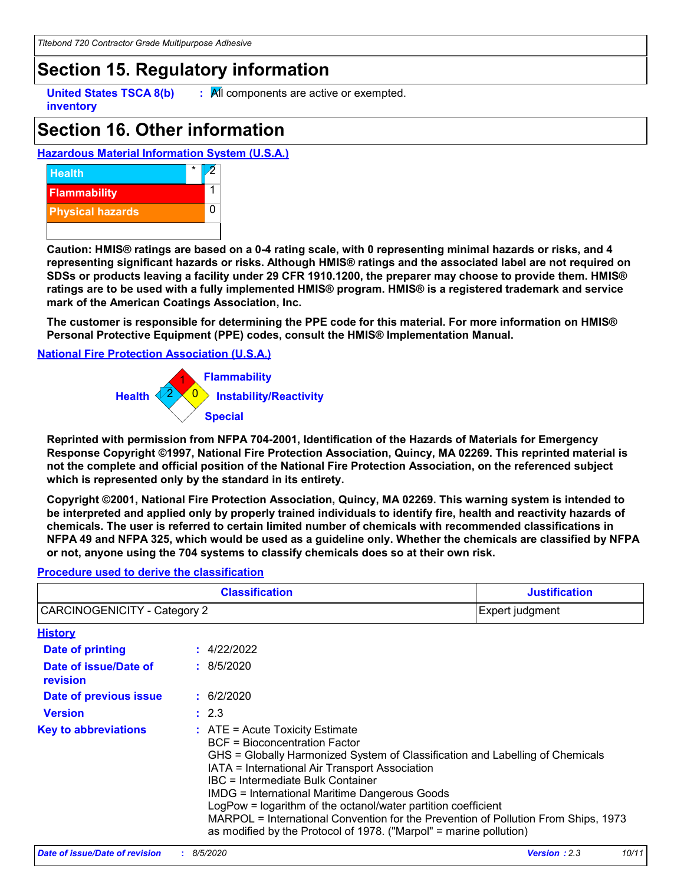## Section 15. Regulatory information

**United States TSCA 8(b) inventory** : All components are active or exempted.

## Section 16. Other information

**Hazardous Material Information System (U.S.A.)**

| | | |
|---|---|---|
| Health | * | 2 |
| Flammability | | 1 |
| Physical hazards | | 0 |

**Caution: HMIS® ratings are based on a 0-4 rating scale, with 0 representing minimal hazards or risks, and 4 representing significant hazards or risks. Although HMIS® ratings and the associated label are not required on SDSs or products leaving a facility under 29 CFR 1910.1200, the preparer may choose to provide them. HMIS® ratings are to be used with a fully implemented HMIS® program. HMIS® is a registered trademark and service mark of the American Coatings Association, Inc.**

**The customer is responsible for determining the PPE code for this material. For more information on HMIS® Personal Protective Equipment (PPE) codes, consult the HMIS® Implementation Manual.**

**National Fire Protection Association (U.S.A.)**

Flammability: 1
Health: 2
Instability/Reactivity: 0
Special:

**Reprinted with permission from NFPA 704-2001, Identification of the Hazards of Materials for Emergency Response Copyright ©1997, National Fire Protection Association, Quincy, MA 02269. This reprinted material is not the complete and official position of the National Fire Protection Association, on the referenced subject which is represented only by the standard in its entirety.**

**Copyright ©2001, National Fire Protection Association, Quincy, MA 02269. This warning system is intended to be interpreted and applied only by properly trained individuals to identify fire, health and reactivity hazards of chemicals. The user is referred to certain limited number of chemicals with recommended classifications in NFPA 49 and NFPA 325, which would be used as a guideline only. Whether the chemicals are classified by NFPA or not, anyone using the 704 systems to classify chemicals does so at their own risk.**

**Procedure used to derive the classification**

| Classification | Justification |
|---|---|
| CARCINOGENICITY - Category 2 | Expert judgment |

**History**

**Date of printing** : 4/22/2022

**Date of issue/Date of revision** : 8/5/2020

**Date of previous issue** : 6/2/2020

**Version** : 2.3

**Key to abbreviations** : ATE = Acute Toxicity Estimate
BCF = Bioconcentration Factor
GHS = Globally Harmonized System of Classification and Labelling of Chemicals
IATA = International Air Transport Association
IBC = Intermediate Bulk Container
IMDG = International Maritime Dangerous Goods
LogPow = logarithm of the octanol/water partition coefficient
MARPOL = International Convention for the Prevention of Pollution From Ships, 1973 as modified by the Protocol of 1978. ("Marpol" = marine pollution)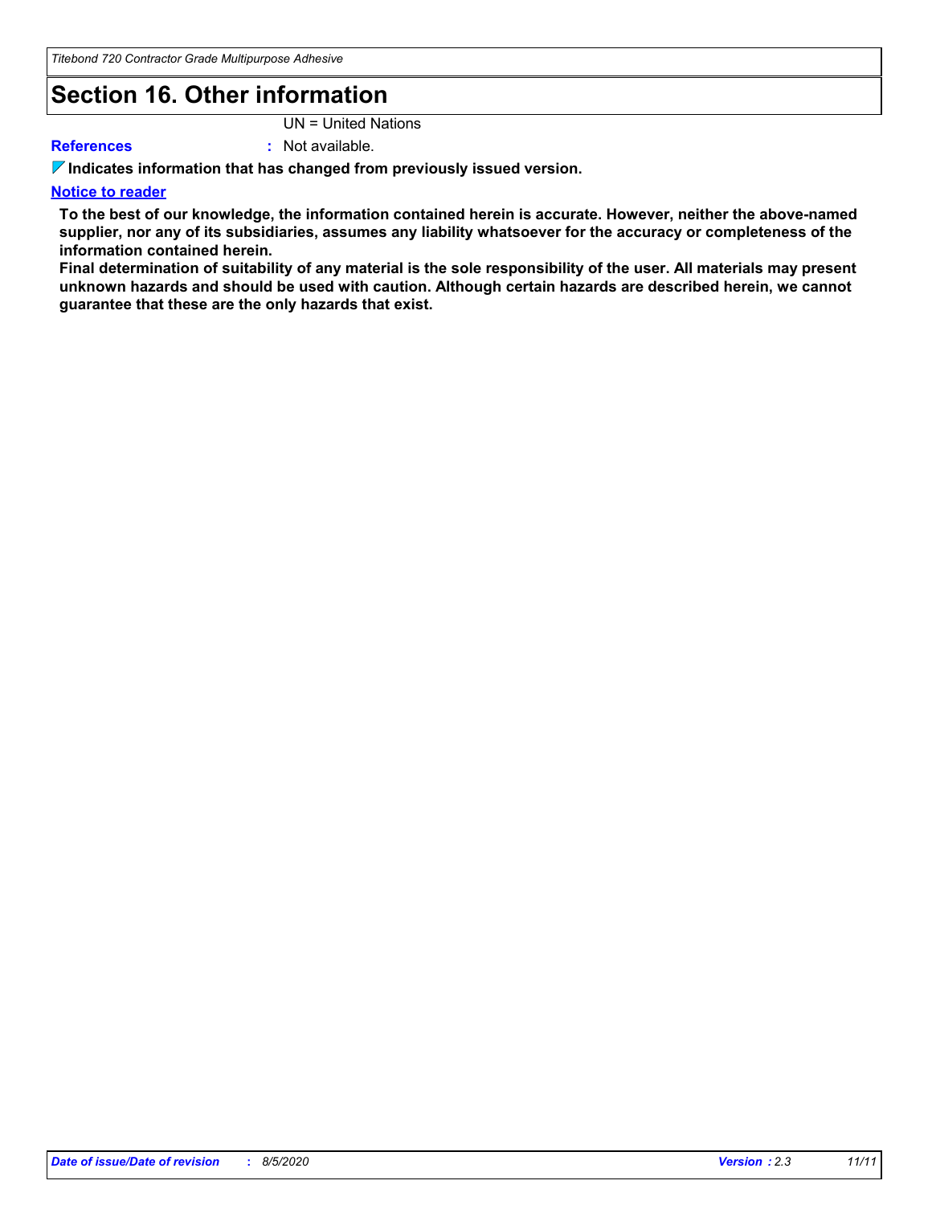# Section 16. Other information

UN = United Nations

**References** : Not available.

**Indicates information that has changed from previously issued version.**

**Notice to reader**

**To the best of our knowledge, the information contained herein is accurate. However, neither the above-named supplier, nor any of its subsidiaries, assumes any liability whatsoever for the accuracy or completeness of the information contained herein.**

**Final determination of suitability of any material is the sole responsibility of the user. All materials may present unknown hazards and should be used with caution. Although certain hazards are described herein, we cannot guarantee that these are the only hazards that exist.**